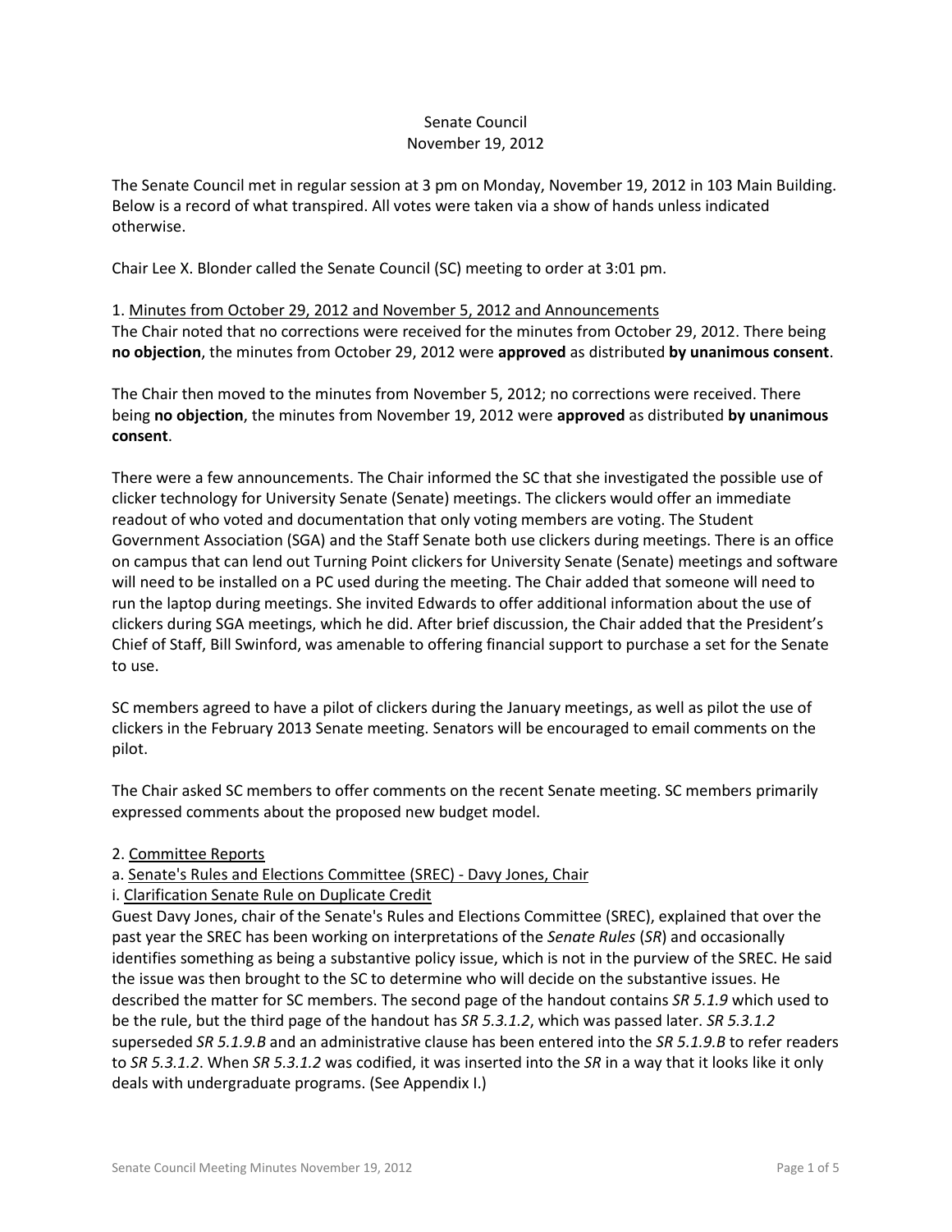Senate Council
November 19, 2012

The Senate Council met in regular session at 3 pm on Monday, November 19, 2012 in 103 Main Building. Below is a record of what transpired. All votes were taken via a show of hands unless indicated otherwise.

Chair Lee X. Blonder called the Senate Council (SC) meeting to order at 3:01 pm.

1. Minutes from October 29, 2012 and November 5, 2012 and Announcements

The Chair noted that no corrections were received for the minutes from October 29, 2012. There being **no objection**, the minutes from October 29, 2012 were **approved** as distributed **by unanimous consent**.

The Chair then moved to the minutes from November 5, 2012; no corrections were received. There being **no objection**, the minutes from November 19, 2012 were **approved** as distributed **by unanimous consent**.

There were a few announcements. The Chair informed the SC that she investigated the possible use of clicker technology for University Senate (Senate) meetings. The clickers would offer an immediate readout of who voted and documentation that only voting members are voting. The Student Government Association (SGA) and the Staff Senate both use clickers during meetings. There is an office on campus that can lend out Turning Point clickers for University Senate (Senate) meetings and software will need to be installed on a PC used during the meeting. The Chair added that someone will need to run the laptop during meetings. She invited Edwards to offer additional information about the use of clickers during SGA meetings, which he did. After brief discussion, the Chair added that the President's Chief of Staff, Bill Swinford, was amenable to offering financial support to purchase a set for the Senate to use.

SC members agreed to have a pilot of clickers during the January meetings, as well as pilot the use of clickers in the February 2013 Senate meeting. Senators will be encouraged to email comments on the pilot.

The Chair asked SC members to offer comments on the recent Senate meeting. SC members primarily expressed comments about the proposed new budget model.

2. Committee Reports

a. Senate's Rules and Elections Committee (SREC) - Davy Jones, Chair

i. Clarification Senate Rule on Duplicate Credit

Guest Davy Jones, chair of the Senate's Rules and Elections Committee (SREC), explained that over the past year the SREC has been working on interpretations of the *Senate Rules* (*SR*) and occasionally identifies something as being a substantive policy issue, which is not in the purview of the SREC. He said the issue was then brought to the SC to determine who will decide on the substantive issues. He described the matter for SC members. The second page of the handout contains *SR 5.1.9* which used to be the rule, but the third page of the handout has *SR 5.3.1.2*, which was passed later. *SR 5.3.1.2* superseded *SR 5.1.9.B* and an administrative clause has been entered into the *SR 5.1.9.B* to refer readers to *SR 5.3.1.2*. When *SR 5.3.1.2* was codified, it was inserted into the *SR* in a way that it looks like it only deals with undergraduate programs. (See Appendix I.)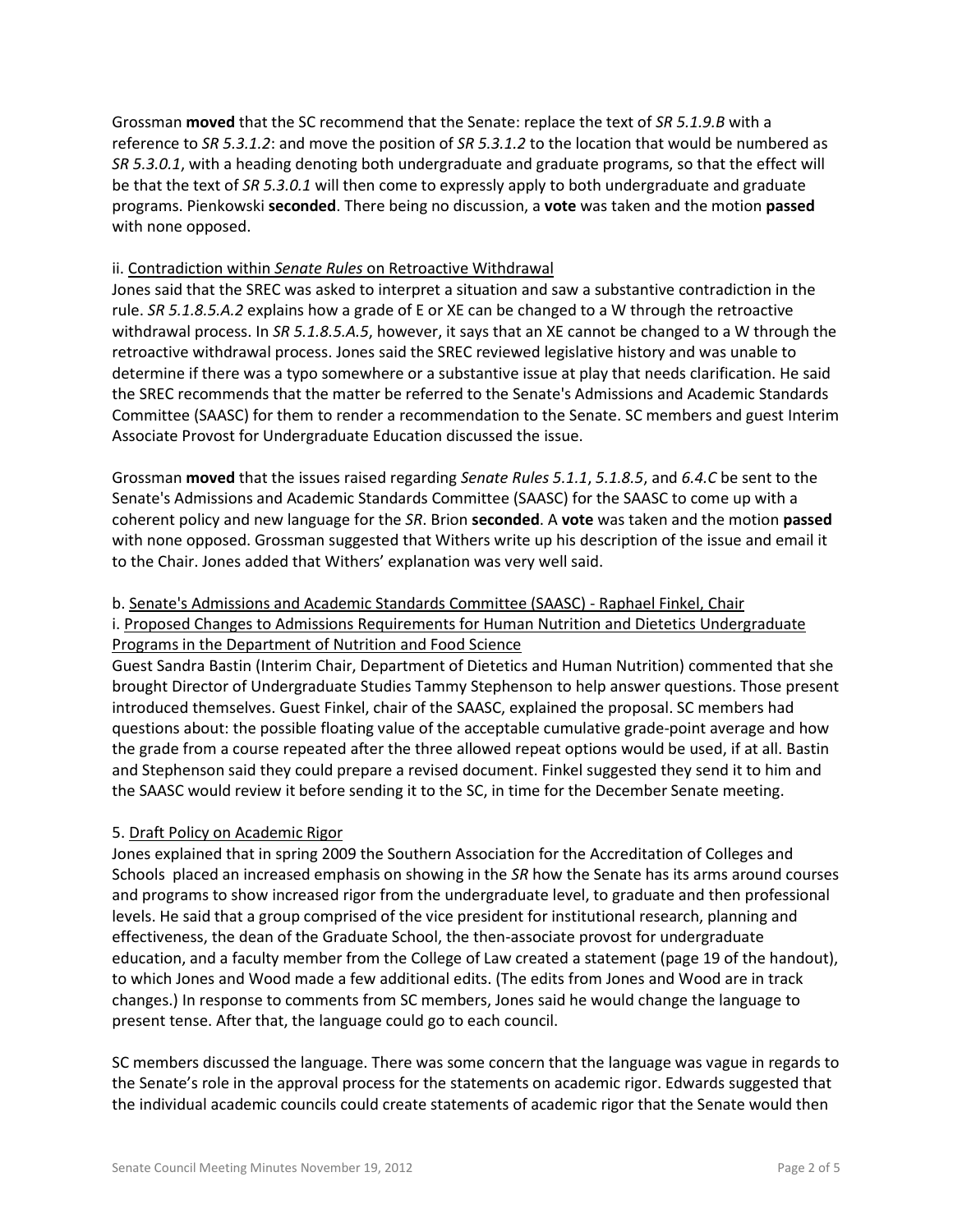Grossman **moved** that the SC recommend that the Senate: replace the text of *SR 5.1.9.B* with a reference to *SR 5.3.1.2*: and move the position of *SR 5.3.1.2* to the location that would be numbered as *SR 5.3.0.1*, with a heading denoting both undergraduate and graduate programs, so that the effect will be that the text of *SR 5.3.0.1* will then come to expressly apply to both undergraduate and graduate programs. Pienkowski **seconded**. There being no discussion, a **vote** was taken and the motion **passed** with none opposed.

ii. Contradiction within *Senate Rules* on Retroactive Withdrawal

Jones said that the SREC was asked to interpret a situation and saw a substantive contradiction in the rule. *SR 5.1.8.5.A.2* explains how a grade of E or XE can be changed to a W through the retroactive withdrawal process. In *SR 5.1.8.5.A.5*, however, it says that an XE cannot be changed to a W through the retroactive withdrawal process. Jones said the SREC reviewed legislative history and was unable to determine if there was a typo somewhere or a substantive issue at play that needs clarification. He said the SREC recommends that the matter be referred to the Senate's Admissions and Academic Standards Committee (SAASC) for them to render a recommendation to the Senate. SC members and guest Interim Associate Provost for Undergraduate Education discussed the issue.

Grossman **moved** that the issues raised regarding *Senate Rules 5.1.1*, *5.1.8.5*, and *6.4.C* be sent to the Senate's Admissions and Academic Standards Committee (SAASC) for the SAASC to come up with a coherent policy and new language for the *SR*. Brion **seconded**. A **vote** was taken and the motion **passed** with none opposed. Grossman suggested that Withers write up his description of the issue and email it to the Chair. Jones added that Withers' explanation was very well said.

b. Senate's Admissions and Academic Standards Committee (SAASC) - Raphael Finkel, Chair

i. Proposed Changes to Admissions Requirements for Human Nutrition and Dietetics Undergraduate Programs in the Department of Nutrition and Food Science

Guest Sandra Bastin (Interim Chair, Department of Dietetics and Human Nutrition) commented that she brought Director of Undergraduate Studies Tammy Stephenson to help answer questions. Those present introduced themselves. Guest Finkel, chair of the SAASC, explained the proposal. SC members had questions about: the possible floating value of the acceptable cumulative grade-point average and how the grade from a course repeated after the three allowed repeat options would be used, if at all. Bastin and Stephenson said they could prepare a revised document. Finkel suggested they send it to him and the SAASC would review it before sending it to the SC, in time for the December Senate meeting.

5. Draft Policy on Academic Rigor

Jones explained that in spring 2009 the Southern Association for the Accreditation of Colleges and Schools placed an increased emphasis on showing in the *SR* how the Senate has its arms around courses and programs to show increased rigor from the undergraduate level, to graduate and then professional levels. He said that a group comprised of the vice president for institutional research, planning and effectiveness, the dean of the Graduate School, the then-associate provost for undergraduate education, and a faculty member from the College of Law created a statement (page 19 of the handout), to which Jones and Wood made a few additional edits. (The edits from Jones and Wood are in track changes.) In response to comments from SC members, Jones said he would change the language to present tense. After that, the language could go to each council.

SC members discussed the language. There was some concern that the language was vague in regards to the Senate's role in the approval process for the statements on academic rigor. Edwards suggested that the individual academic councils could create statements of academic rigor that the Senate would then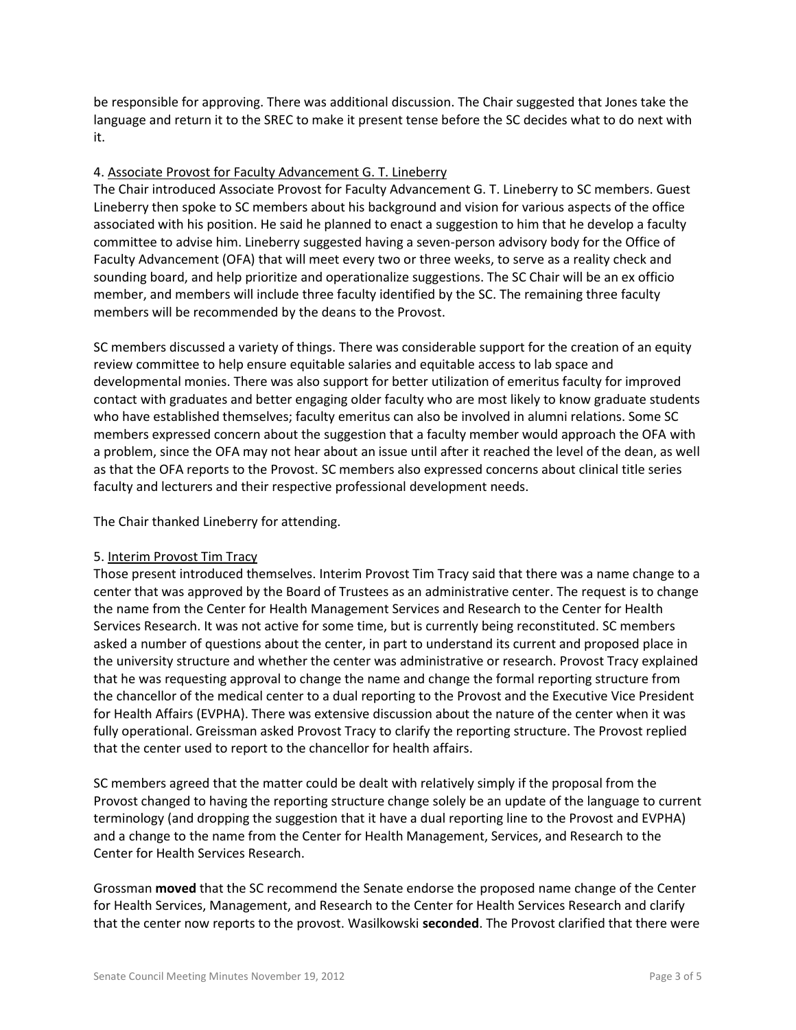be responsible for approving. There was additional discussion. The Chair suggested that Jones take the language and return it to the SREC to make it present tense before the SC decides what to do next with it.

4. Associate Provost for Faculty Advancement G. T. Lineberry

The Chair introduced Associate Provost for Faculty Advancement G. T. Lineberry to SC members. Guest Lineberry then spoke to SC members about his background and vision for various aspects of the office associated with his position. He said he planned to enact a suggestion to him that he develop a faculty committee to advise him. Lineberry suggested having a seven-person advisory body for the Office of Faculty Advancement (OFA) that will meet every two or three weeks, to serve as a reality check and sounding board, and help prioritize and operationalize suggestions. The SC Chair will be an ex officio member, and members will include three faculty identified by the SC. The remaining three faculty members will be recommended by the deans to the Provost.

SC members discussed a variety of things. There was considerable support for the creation of an equity review committee to help ensure equitable salaries and equitable access to lab space and developmental monies. There was also support for better utilization of emeritus faculty for improved contact with graduates and better engaging older faculty who are most likely to know graduate students who have established themselves; faculty emeritus can also be involved in alumni relations. Some SC members expressed concern about the suggestion that a faculty member would approach the OFA with a problem, since the OFA may not hear about an issue until after it reached the level of the dean, as well as that the OFA reports to the Provost. SC members also expressed concerns about clinical title series faculty and lecturers and their respective professional development needs.

The Chair thanked Lineberry for attending.

5. Interim Provost Tim Tracy

Those present introduced themselves. Interim Provost Tim Tracy said that there was a name change to a center that was approved by the Board of Trustees as an administrative center. The request is to change the name from the Center for Health Management Services and Research to the Center for Health Services Research. It was not active for some time, but is currently being reconstituted. SC members asked a number of questions about the center, in part to understand its current and proposed place in the university structure and whether the center was administrative or research. Provost Tracy explained that he was requesting approval to change the name and change the formal reporting structure from the chancellor of the medical center to a dual reporting to the Provost and the Executive Vice President for Health Affairs (EVPHA). There was extensive discussion about the nature of the center when it was fully operational. Greissman asked Provost Tracy to clarify the reporting structure. The Provost replied that the center used to report to the chancellor for health affairs.

SC members agreed that the matter could be dealt with relatively simply if the proposal from the Provost changed to having the reporting structure change solely be an update of the language to current terminology (and dropping the suggestion that it have a dual reporting line to the Provost and EVPHA) and a change to the name from the Center for Health Management, Services, and Research to the Center for Health Services Research.

Grossman **moved** that the SC recommend the Senate endorse the proposed name change of the Center for Health Services, Management, and Research to the Center for Health Services Research and clarify that the center now reports to the provost. Wasilkowski **seconded**. The Provost clarified that there were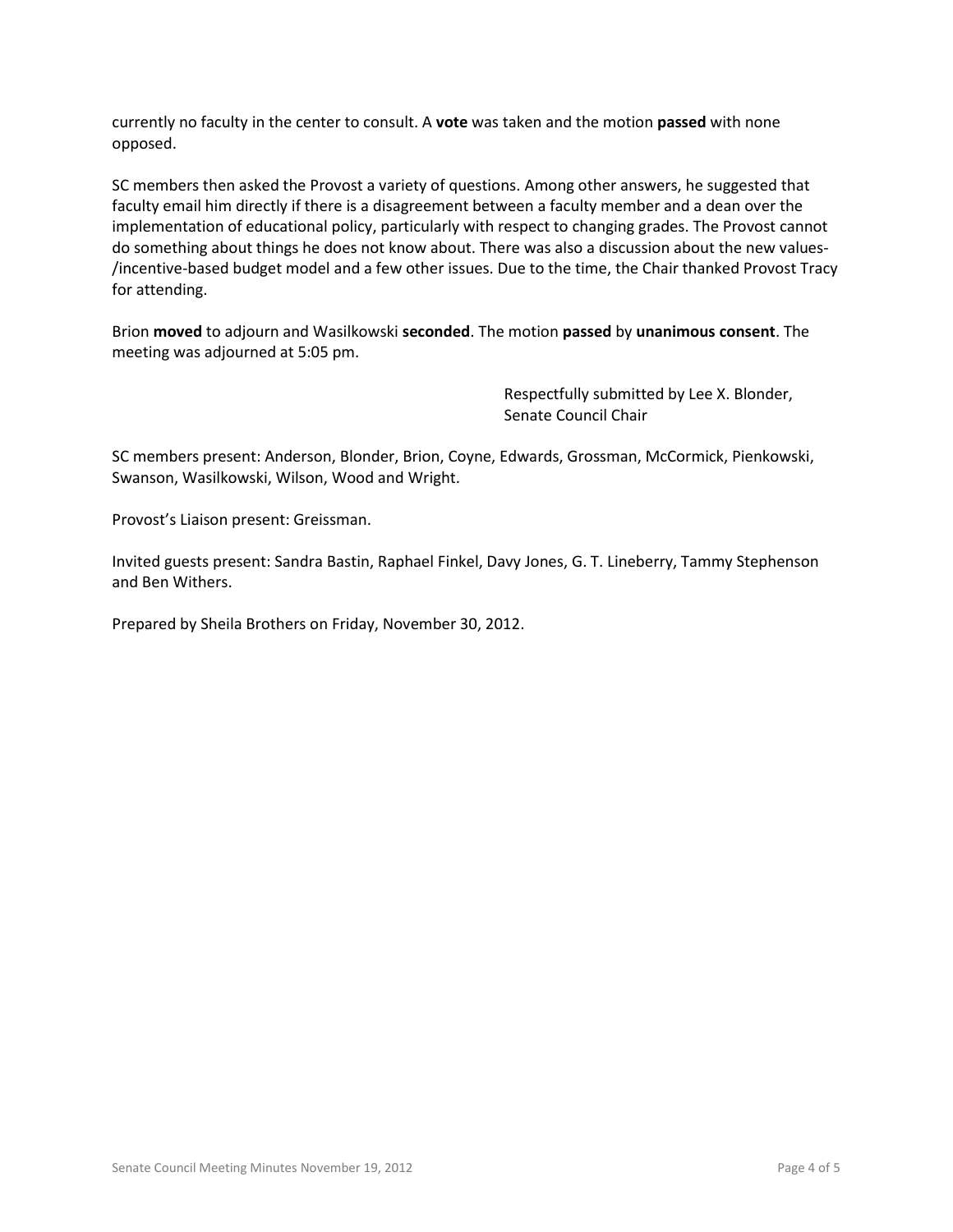currently no faculty in the center to consult. A **vote** was taken and the motion **passed** with none opposed.

SC members then asked the Provost a variety of questions. Among other answers, he suggested that faculty email him directly if there is a disagreement between a faculty member and a dean over the implementation of educational policy, particularly with respect to changing grades. The Provost cannot do something about things he does not know about. There was also a discussion about the new values-/incentive-based budget model and a few other issues. Due to the time, the Chair thanked Provost Tracy for attending.

Brion **moved** to adjourn and Wasilkowski **seconded**. The motion **passed** by **unanimous consent**. The meeting was adjourned at 5:05 pm.

Respectfully submitted by Lee X. Blonder,
Senate Council Chair

SC members present: Anderson, Blonder, Brion, Coyne, Edwards, Grossman, McCormick, Pienkowski, Swanson, Wasilkowski, Wilson, Wood and Wright.

Provost's Liaison present: Greissman.

Invited guests present: Sandra Bastin, Raphael Finkel, Davy Jones, G. T. Lineberry, Tammy Stephenson and Ben Withers.

Prepared by Sheila Brothers on Friday, November 30, 2012.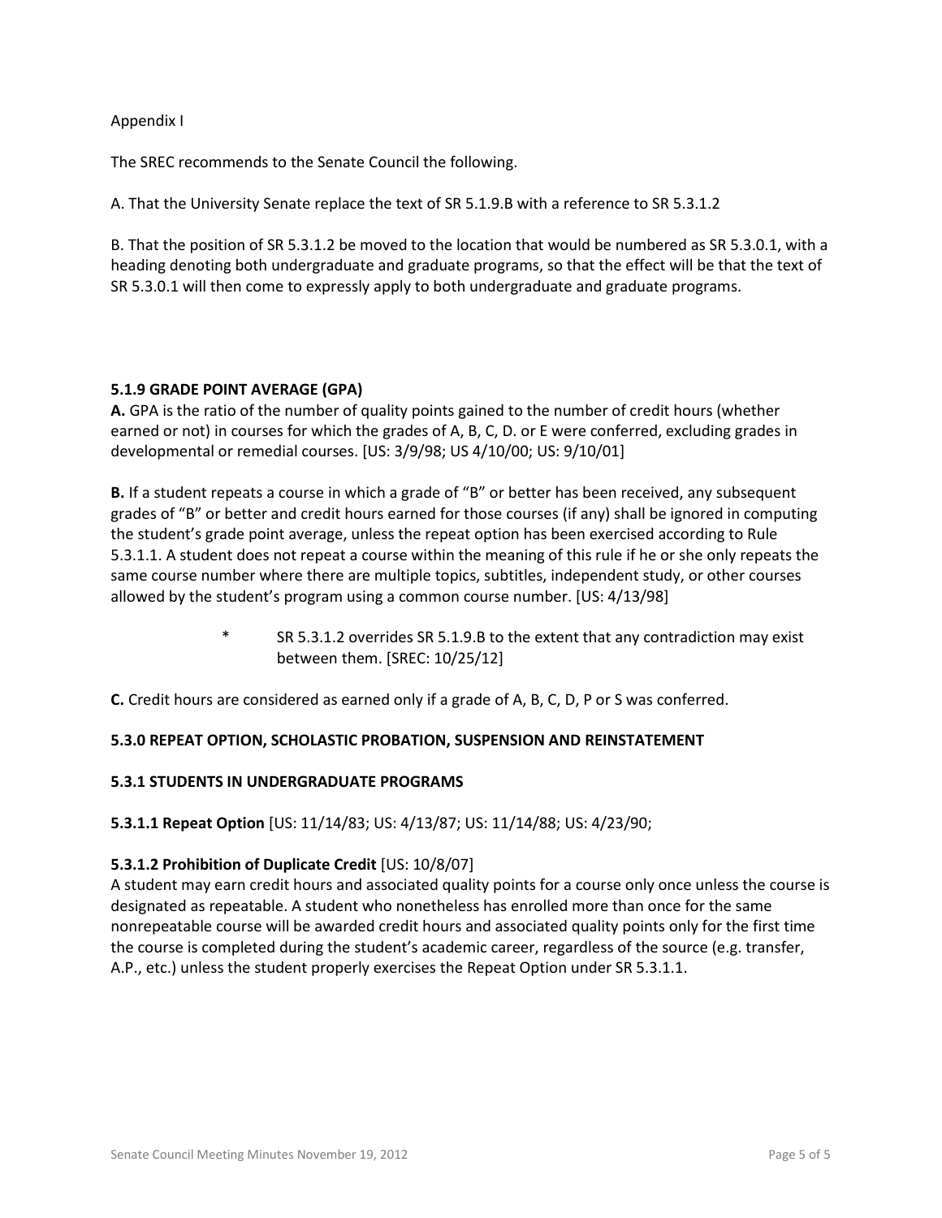Appendix I

The SREC recommends to the Senate Council the following.

A. That the University Senate replace the text of SR 5.1.9.B with a reference to SR 5.3.1.2

B. That the position of SR 5.3.1.2 be moved to the location that would be numbered as SR 5.3.0.1, with a heading denoting both undergraduate and graduate programs, so that the effect will be that the text of SR 5.3.0.1 will then come to expressly apply to both undergraduate and graduate programs.

**5.1.9 GRADE POINT AVERAGE (GPA)**

**A.** GPA is the ratio of the number of quality points gained to the number of credit hours (whether earned or not) in courses for which the grades of A, B, C, D. or E were conferred, excluding grades in developmental or remedial courses. [US: 3/9/98; US 4/10/00; US: 9/10/01]

**B.** If a student repeats a course in which a grade of "B" or better has been received, any subsequent grades of "B" or better and credit hours earned for those courses (if any) shall be ignored in computing the student's grade point average, unless the repeat option has been exercised according to Rule 5.3.1.1. A student does not repeat a course within the meaning of this rule if he or she only repeats the same course number where there are multiple topics, subtitles, independent study, or other courses allowed by the student's program using a common course number. [US: 4/13/98]

> * SR 5.3.1.2 overrides SR 5.1.9.B to the extent that any contradiction may exist between them. [SREC: 10/25/12]

**C.** Credit hours are considered as earned only if a grade of A, B, C, D, P or S was conferred.

**5.3.0 REPEAT OPTION, SCHOLASTIC PROBATION, SUSPENSION AND REINSTATEMENT**

**5.3.1 STUDENTS IN UNDERGRADUATE PROGRAMS**

**5.3.1.1 Repeat Option** [US: 11/14/83; US: 4/13/87; US: 11/14/88; US: 4/23/90;

**5.3.1.2 Prohibition of Duplicate Credit** [US: 10/8/07]
A student may earn credit hours and associated quality points for a course only once unless the course is designated as repeatable. A student who nonetheless has enrolled more than once for the same nonrepeatable course will be awarded credit hours and associated quality points only for the first time the course is completed during the student's academic career, regardless of the source (e.g. transfer, A.P., etc.) unless the student properly exercises the Repeat Option under SR 5.3.1.1.